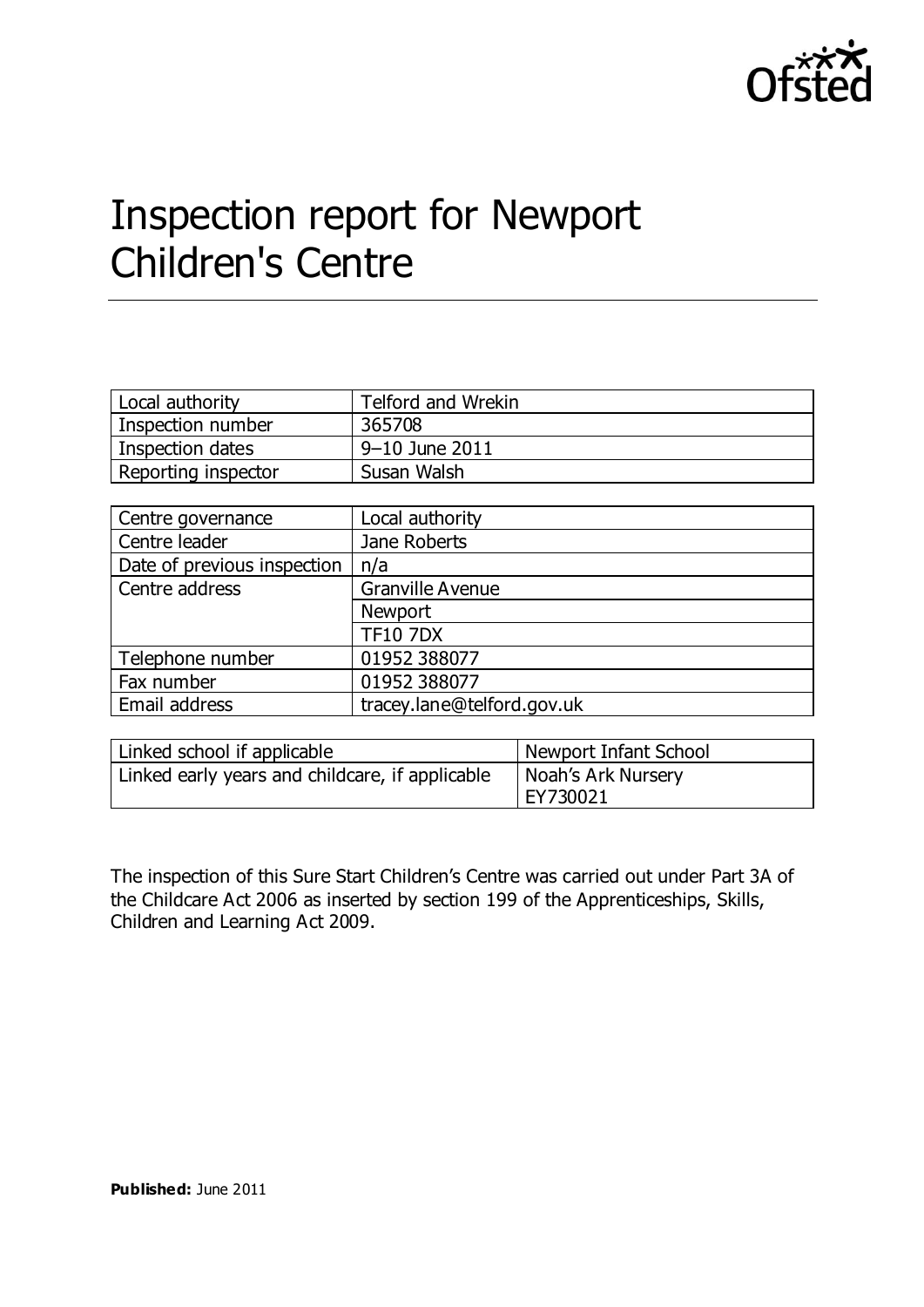# Inspection report for Newport Children's Centre

| | |
|---|---|
| Local authority | Telford and Wrekin |
| Inspection number | 365708 |
| Inspection dates | 9–10 June 2011 |
| Reporting inspector | Susan Walsh |

| | |
|---|---|
| Centre governance | Local authority |
| Centre leader | Jane Roberts |
| Date of previous inspection | n/a |
| Centre address | Granville Avenue |
| | Newport |
| | TF10 7DX |
| Telephone number | 01952 388077 |
| Fax number | 01952 388077 |
| Email address | tracey.lane@telford.gov.uk |

| | |
|---|---|
| Linked school if applicable | Newport Infant School |
| Linked early years and childcare, if applicable | Noah's Ark Nursery EY730021 |

The inspection of this Sure Start Children's Centre was carried out under Part 3A of the Childcare Act 2006 as inserted by section 199 of the Apprenticeships, Skills, Children and Learning Act 2009.

**Published:** June 2011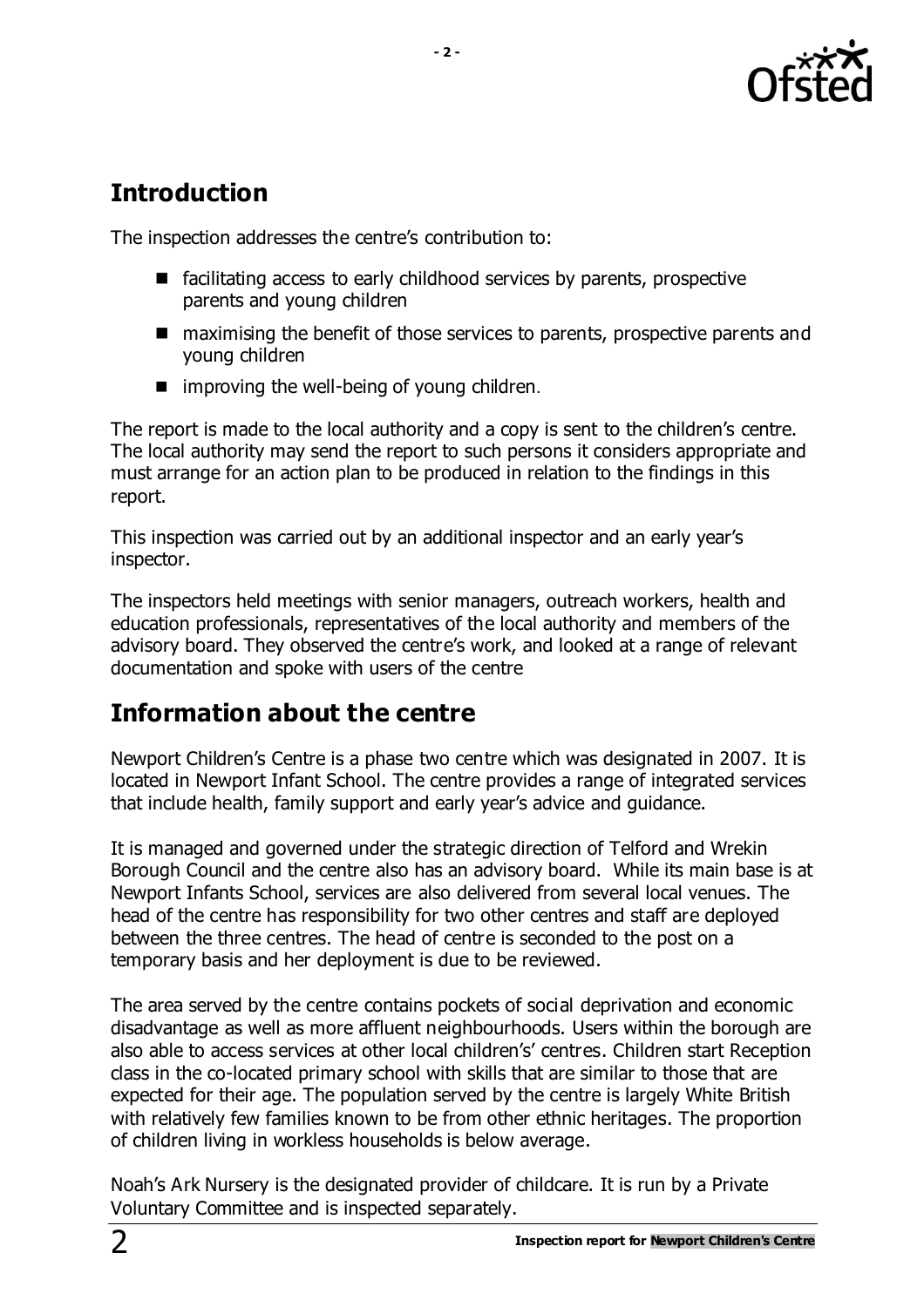## Introduction

The inspection addresses the centre's contribution to:

- facilitating access to early childhood services by parents, prospective parents and young children
- maximising the benefit of those services to parents, prospective parents and young children
- improving the well-being of young children.

The report is made to the local authority and a copy is sent to the children's centre. The local authority may send the report to such persons it considers appropriate and must arrange for an action plan to be produced in relation to the findings in this report.

This inspection was carried out by an additional inspector and an early year's inspector.

The inspectors held meetings with senior managers, outreach workers, health and education professionals, representatives of the local authority and members of the advisory board. They observed the centre's work, and looked at a range of relevant documentation and spoke with users of the centre

## Information about the centre

Newport Children's Centre is a phase two centre which was designated in 2007. It is located in Newport Infant School. The centre provides a range of integrated services that include health, family support and early year's advice and guidance.

It is managed and governed under the strategic direction of Telford and Wrekin Borough Council and the centre also has an advisory board. While its main base is at Newport Infants School, services are also delivered from several local venues. The head of the centre has responsibility for two other centres and staff are deployed between the three centres. The head of centre is seconded to the post on a temporary basis and her deployment is due to be reviewed.

The area served by the centre contains pockets of social deprivation and economic disadvantage as well as more affluent neighbourhoods. Users within the borough are also able to access services at other local childrens' centres. Children start Reception class in the co-located primary school with skills that are similar to those that are expected for their age. The population served by the centre is largely White British with relatively few families known to be from other ethnic heritages. The proportion of children living in workless households is below average.

Noah's Ark Nursery is the designated provider of childcare. It is run by a Private Voluntary Committee and is inspected separately.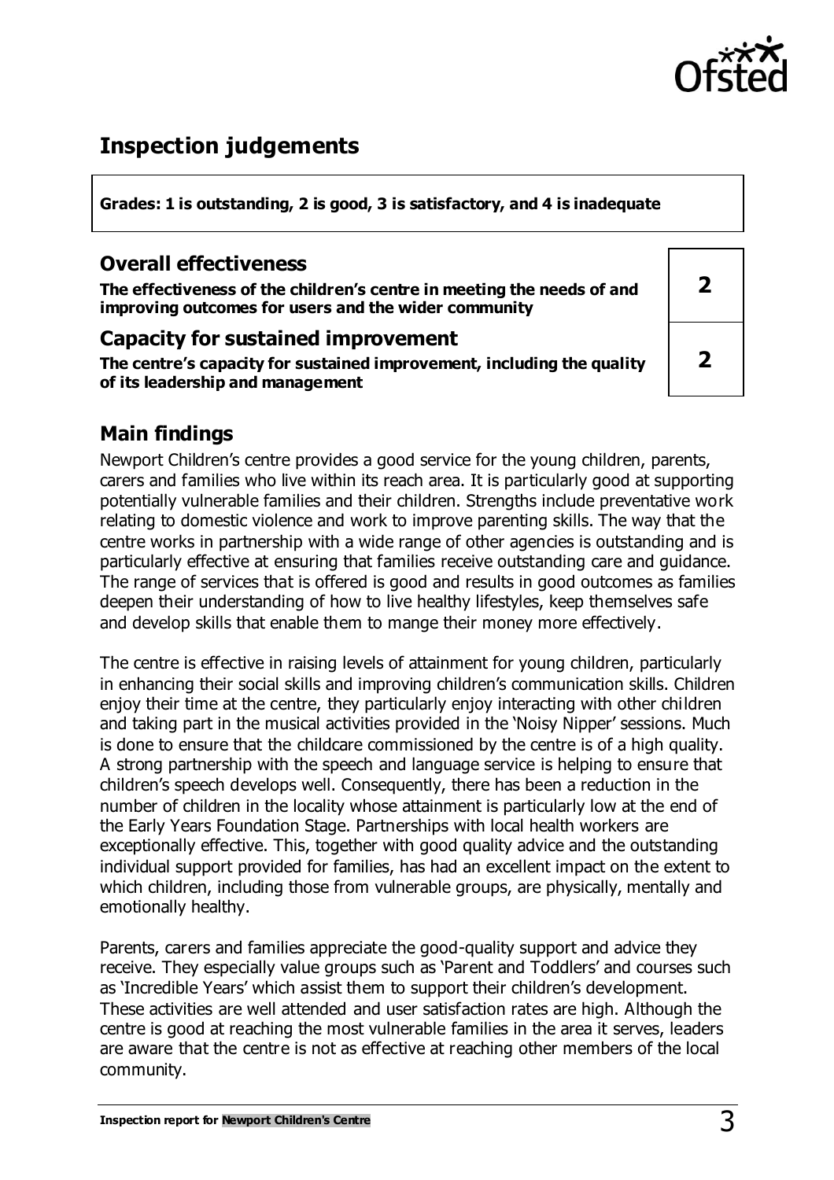## Inspection judgements

**Grades: 1 is outstanding, 2 is good, 3 is satisfactory, and 4 is inadequate**

### Overall effectiveness

**The effectiveness of the children's centre in meeting the needs of and improving outcomes for users and the wider community**

**2**

### Capacity for sustained improvement

**The centre's capacity for sustained improvement, including the quality of its leadership and management**

**2**

## Main findings

Newport Children's centre provides a good service for the young children, parents, carers and families who live within its reach area. It is particularly good at supporting potentially vulnerable families and their children. Strengths include preventative work relating to domestic violence and work to improve parenting skills. The way that the centre works in partnership with a wide range of other agencies is outstanding and is particularly effective at ensuring that families receive outstanding care and guidance. The range of services that is offered is good and results in good outcomes as families deepen their understanding of how to live healthy lifestyles, keep themselves safe and develop skills that enable them to mange their money more effectively.

The centre is effective in raising levels of attainment for young children, particularly in enhancing their social skills and improving children's communication skills. Children enjoy their time at the centre, they particularly enjoy interacting with other children and taking part in the musical activities provided in the 'Noisy Nipper' sessions. Much is done to ensure that the childcare commissioned by the centre is of a high quality. A strong partnership with the speech and language service is helping to ensure that children's speech develops well. Consequently, there has been a reduction in the number of children in the locality whose attainment is particularly low at the end of the Early Years Foundation Stage. Partnerships with local health workers are exceptionally effective. This, together with good quality advice and the outstanding individual support provided for families, has had an excellent impact on the extent to which children, including those from vulnerable groups, are physically, mentally and emotionally healthy.

Parents, carers and families appreciate the good-quality support and advice they receive. They especially value groups such as 'Parent and Toddlers' and courses such as 'Incredible Years' which assist them to support their children's development. These activities are well attended and user satisfaction rates are high. Although the centre is good at reaching the most vulnerable families in the area it serves, leaders are aware that the centre is not as effective at reaching other members of the local community.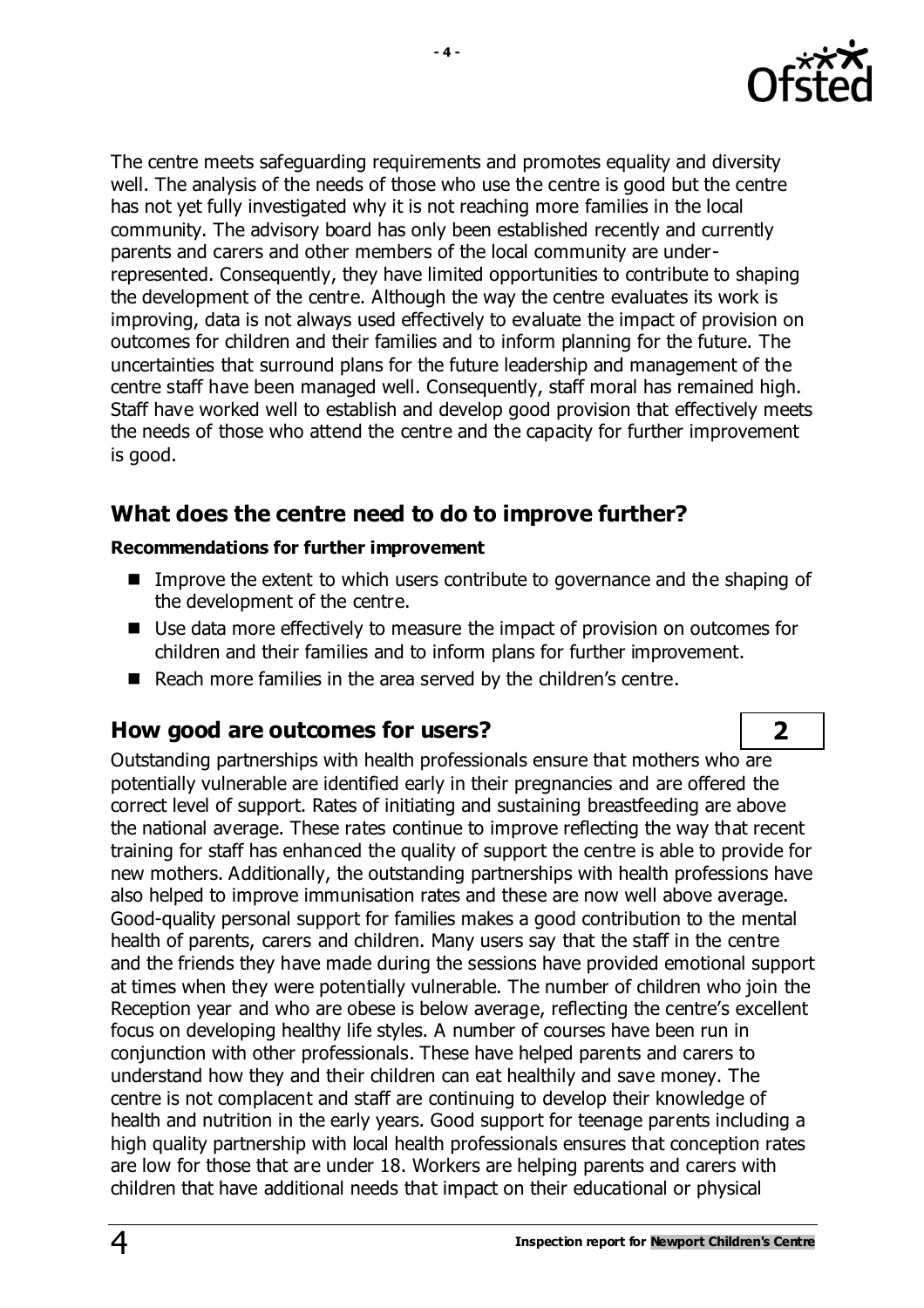The centre meets safeguarding requirements and promotes equality and diversity well. The analysis of the needs of those who use the centre is good but the centre has not yet fully investigated why it is not reaching more families in the local community. The advisory board has only been established recently and currently parents and carers and other members of the local community are under-represented. Consequently, they have limited opportunities to contribute to shaping the development of the centre. Although the way the centre evaluates its work is improving, data is not always used effectively to evaluate the impact of provision on outcomes for children and their families and to inform planning for the future. The uncertainties that surround plans for the future leadership and management of the centre staff have been managed well. Consequently, staff moral has remained high. Staff have worked well to establish and develop good provision that effectively meets the needs of those who attend the centre and the capacity for further improvement is good.

## What does the centre need to do to improve further?

**Recommendations for further improvement**

- Improve the extent to which users contribute to governance and the shaping of the development of the centre.
- Use data more effectively to measure the impact of provision on outcomes for children and their families and to inform plans for further improvement.
- Reach more families in the area served by the children's centre.

## How good are outcomes for users? **2**

Outstanding partnerships with health professionals ensure that mothers who are potentially vulnerable are identified early in their pregnancies and are offered the correct level of support. Rates of initiating and sustaining breastfeeding are above the national average. These rates continue to improve reflecting the way that recent training for staff has enhanced the quality of support the centre is able to provide for new mothers. Additionally, the outstanding partnerships with health professions have also helped to improve immunisation rates and these are now well above average. Good-quality personal support for families makes a good contribution to the mental health of parents, carers and children. Many users say that the staff in the centre and the friends they have made during the sessions have provided emotional support at times when they were potentially vulnerable. The number of children who join the Reception year and who are obese is below average, reflecting the centre's excellent focus on developing healthy life styles. A number of courses have been run in conjunction with other professionals. These have helped parents and carers to understand how they and their children can eat healthily and save money. The centre is not complacent and staff are continuing to develop their knowledge of health and nutrition in the early years. Good support for teenage parents including a high quality partnership with local health professionals ensures that conception rates are low for those that are under 18. Workers are helping parents and carers with children that have additional needs that impact on their educational or physical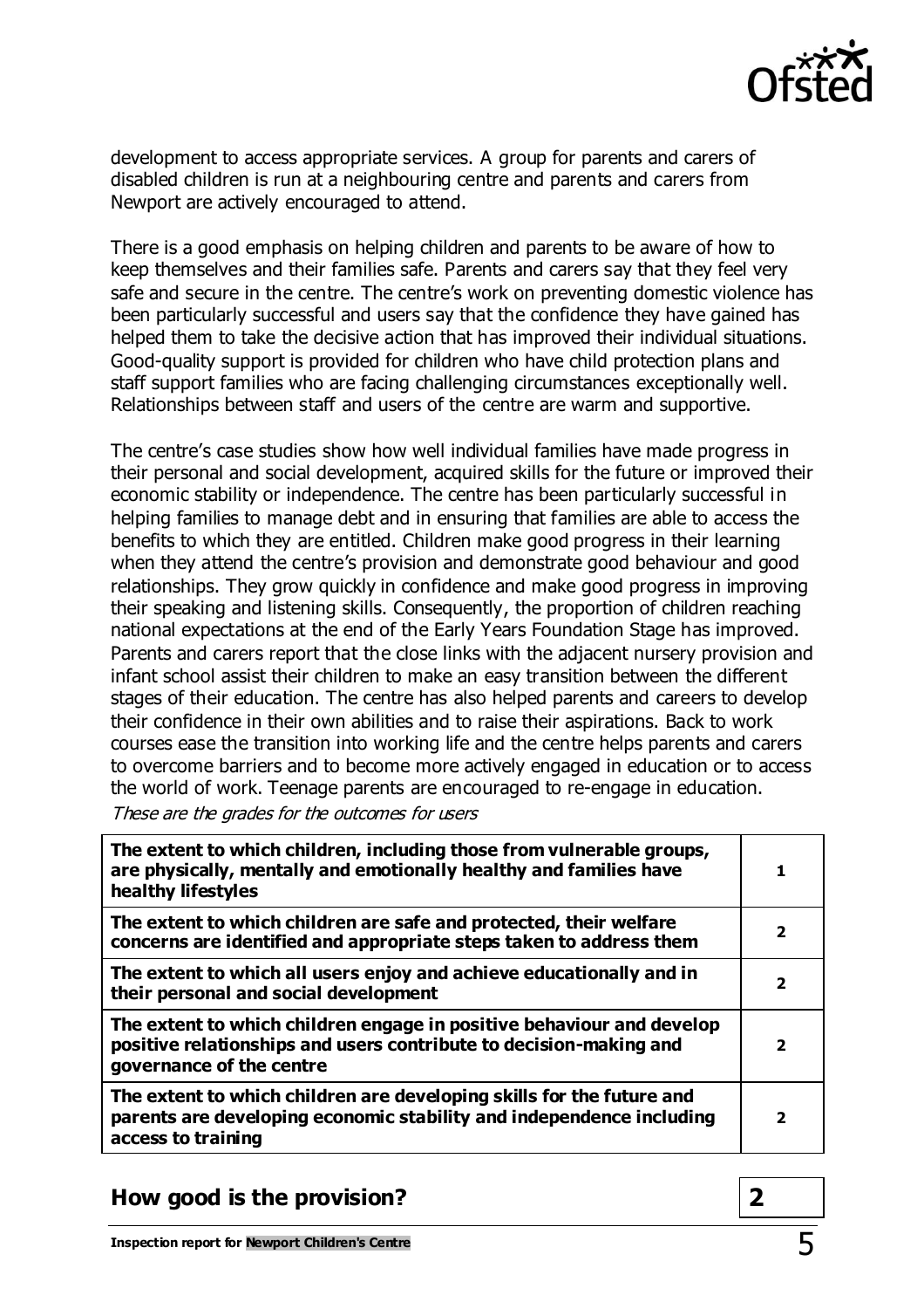development to access appropriate services. A group for parents and carers of disabled children is run at a neighbouring centre and parents and carers from Newport are actively encouraged to attend.

There is a good emphasis on helping children and parents to be aware of how to keep themselves and their families safe. Parents and carers say that they feel very safe and secure in the centre. The centre's work on preventing domestic violence has been particularly successful and users say that the confidence they have gained has helped them to take the decisive action that has improved their individual situations. Good-quality support is provided for children who have child protection plans and staff support families who are facing challenging circumstances exceptionally well. Relationships between staff and users of the centre are warm and supportive.

The centre's case studies show how well individual families have made progress in their personal and social development, acquired skills for the future or improved their economic stability or independence. The centre has been particularly successful in helping families to manage debt and in ensuring that families are able to access the benefits to which they are entitled. Children make good progress in their learning when they attend the centre's provision and demonstrate good behaviour and good relationships. They grow quickly in confidence and make good progress in improving their speaking and listening skills. Consequently, the proportion of children reaching national expectations at the end of the Early Years Foundation Stage has improved. Parents and carers report that the close links with the adjacent nursery provision and infant school assist their children to make an easy transition between the different stages of their education. The centre has also helped parents and careers to develop their confidence in their own abilities and to raise their aspirations. Back to work courses ease the transition into working life and the centre helps parents and carers to overcome barriers and to become more actively engaged in education or to access the world of work. Teenage parents are encouraged to re-engage in education.

*These are the grades for the outcomes for users*

| | |
|---|---|
| **The extent to which children, including those from vulnerable groups, are physically, mentally and emotionally healthy and families have healthy lifestyles** | 1 |
| **The extent to which children are safe and protected, their welfare concerns are identified and appropriate steps taken to address them** | 2 |
| **The extent to which all users enjoy and achieve educationally and in their personal and social development** | 2 |
| **The extent to which children engage in positive behaviour and develop positive relationships and users contribute to decision-making and governance of the centre** | 2 |
| **The extent to which children are developing skills for the future and parents are developing economic stability and independence including access to training** | 2 |

## How good is the provision? **2**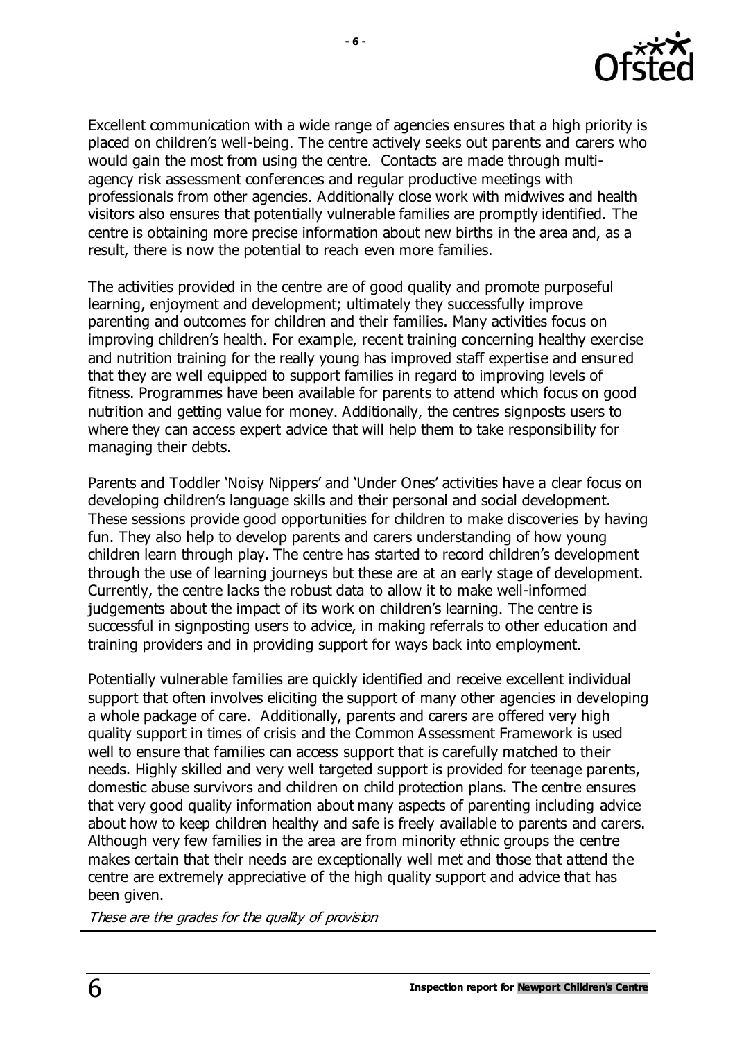Excellent communication with a wide range of agencies ensures that a high priority is placed on children's well-being. The centre actively seeks out parents and carers who would gain the most from using the centre. Contacts are made through multi-agency risk assessment conferences and regular productive meetings with professionals from other agencies. Additionally close work with midwives and health visitors also ensures that potentially vulnerable families are promptly identified. The centre is obtaining more precise information about new births in the area and, as a result, there is now the potential to reach even more families.

The activities provided in the centre are of good quality and promote purposeful learning, enjoyment and development; ultimately they successfully improve parenting and outcomes for children and their families. Many activities focus on improving children's health. For example, recent training concerning healthy exercise and nutrition training for the really young has improved staff expertise and ensured that they are well equipped to support families in regard to improving levels of fitness. Programmes have been available for parents to attend which focus on good nutrition and getting value for money. Additionally, the centres signposts users to where they can access expert advice that will help them to take responsibility for managing their debts.

Parents and Toddler 'Noisy Nippers' and 'Under Ones' activities have a clear focus on developing children's language skills and their personal and social development. These sessions provide good opportunities for children to make discoveries by having fun. They also help to develop parents and carers understanding of how young children learn through play. The centre has started to record children's development through the use of learning journeys but these are at an early stage of development. Currently, the centre lacks the robust data to allow it to make well-informed judgements about the impact of its work on children's learning. The centre is successful in signposting users to advice, in making referrals to other education and training providers and in providing support for ways back into employment.

Potentially vulnerable families are quickly identified and receive excellent individual support that often involves eliciting the support of many other agencies in developing a whole package of care. Additionally, parents and carers are offered very high quality support in times of crisis and the Common Assessment Framework is used well to ensure that families can access support that is carefully matched to their needs. Highly skilled and very well targeted support is provided for teenage parents, domestic abuse survivors and children on child protection plans. The centre ensures that very good quality information about many aspects of parenting including advice about how to keep children healthy and safe is freely available to parents and carers. Although very few families in the area are from minority ethnic groups the centre makes certain that their needs are exceptionally well met and those that attend the centre are extremely appreciative of the high quality support and advice that has been given.

*These are the grades for the quality of provision*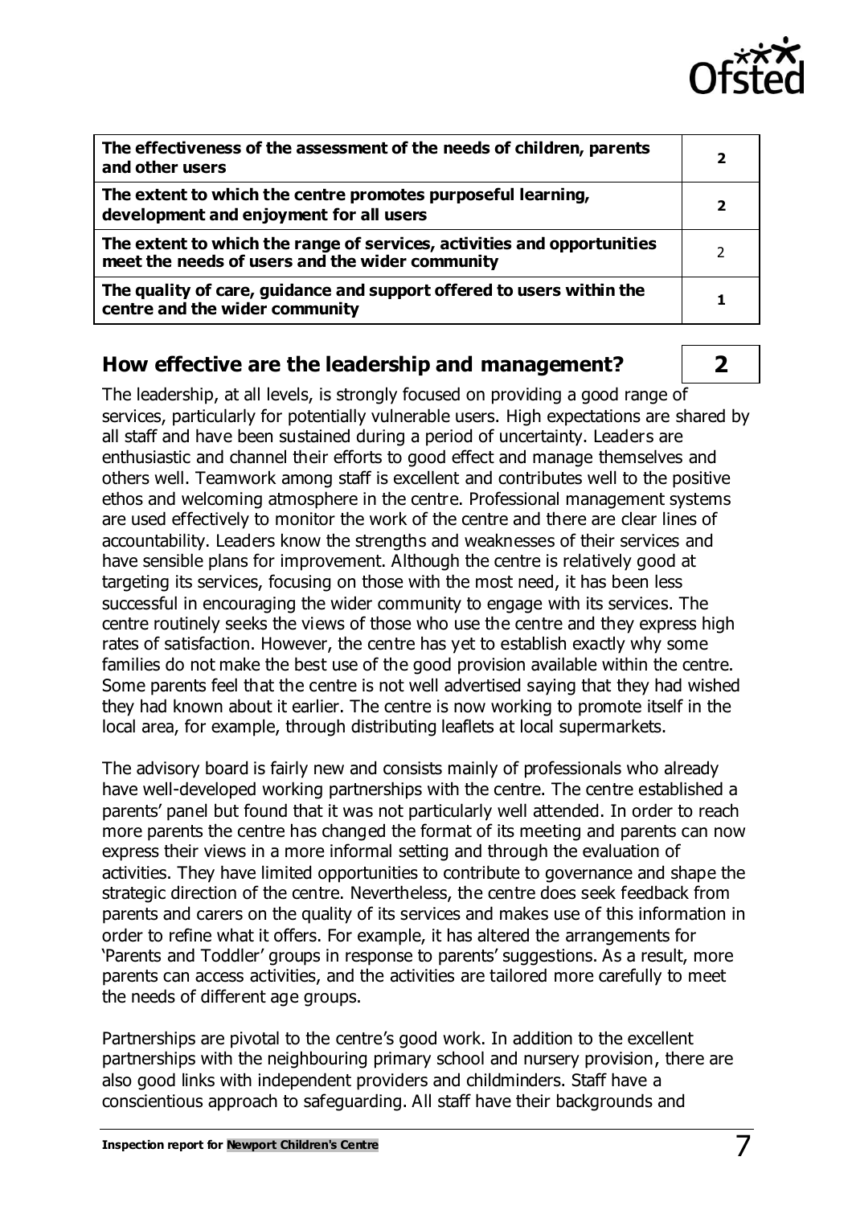| | |
|---|---|
| **The effectiveness of the assessment of the needs of children, parents and other users** | **2** |
| **The extent to which the centre promotes purposeful learning, development and enjoyment for all users** | **2** |
| **The extent to which the range of services, activities and opportunities meet the needs of users and the wider community** | 2 |
| **The quality of care, guidance and support offered to users within the centre and the wider community** | **1** |

## How effective are the leadership and management? **2**

The leadership, at all levels, is strongly focused on providing a good range of services, particularly for potentially vulnerable users. High expectations are shared by all staff and have been sustained during a period of uncertainty. Leaders are enthusiastic and channel their efforts to good effect and manage themselves and others well. Teamwork among staff is excellent and contributes well to the positive ethos and welcoming atmosphere in the centre. Professional management systems are used effectively to monitor the work of the centre and there are clear lines of accountability. Leaders know the strengths and weaknesses of their services and have sensible plans for improvement. Although the centre is relatively good at targeting its services, focusing on those with the most need, it has been less successful in encouraging the wider community to engage with its services. The centre routinely seeks the views of those who use the centre and they express high rates of satisfaction. However, the centre has yet to establish exactly why some families do not make the best use of the good provision available within the centre. Some parents feel that the centre is not well advertised saying that they had wished they had known about it earlier. The centre is now working to promote itself in the local area, for example, through distributing leaflets at local supermarkets.

The advisory board is fairly new and consists mainly of professionals who already have well-developed working partnerships with the centre. The centre established a parents' panel but found that it was not particularly well attended. In order to reach more parents the centre has changed the format of its meeting and parents can now express their views in a more informal setting and through the evaluation of activities. They have limited opportunities to contribute to governance and shape the strategic direction of the centre. Nevertheless, the centre does seek feedback from parents and carers on the quality of its services and makes use of this information in order to refine what it offers. For example, it has altered the arrangements for 'Parents and Toddler' groups in response to parents' suggestions. As a result, more parents can access activities, and the activities are tailored more carefully to meet the needs of different age groups.

Partnerships are pivotal to the centre's good work. In addition to the excellent partnerships with the neighbouring primary school and nursery provision, there are also good links with independent providers and childminders. Staff have a conscientious approach to safeguarding. All staff have their backgrounds and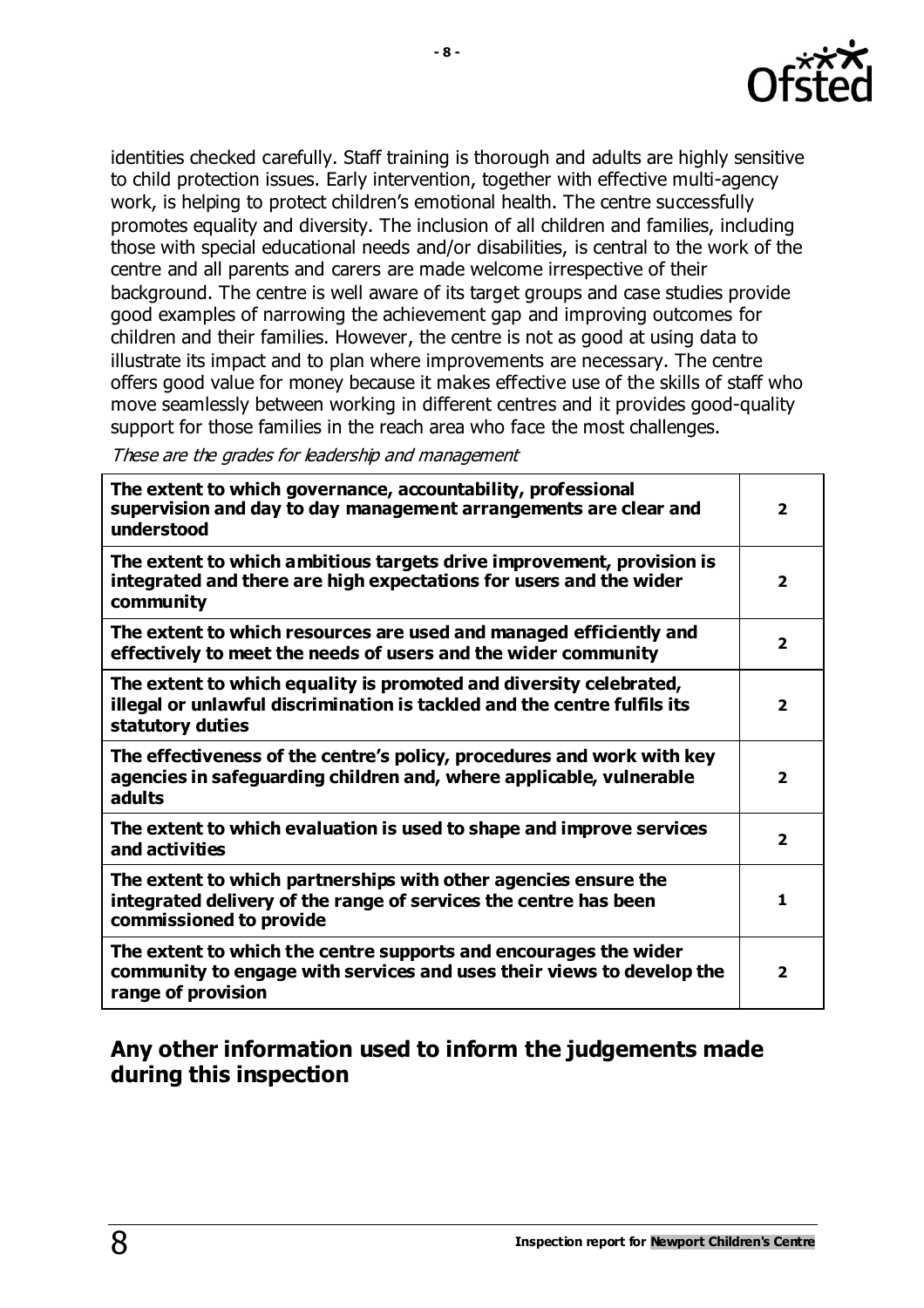identities checked carefully. Staff training is thorough and adults are highly sensitive to child protection issues. Early intervention, together with effective multi-agency work, is helping to protect children's emotional health. The centre successfully promotes equality and diversity. The inclusion of all children and families, including those with special educational needs and/or disabilities, is central to the work of the centre and all parents and carers are made welcome irrespective of their background. The centre is well aware of its target groups and case studies provide good examples of narrowing the achievement gap and improving outcomes for children and their families. However, the centre is not as good at using data to illustrate its impact and to plan where improvements are necessary. The centre offers good value for money because it makes effective use of the skills of staff who move seamlessly between working in different centres and it provides good-quality support for those families in the reach area who face the most challenges.

*These are the grades for leadership and management*

| | |
|---|---|
| **The extent to which governance, accountability, professional supervision and day to day management arrangements are clear and understood** | **2** |
| **The extent to which ambitious targets drive improvement, provision is integrated and there are high expectations for users and the wider community** | **2** |
| **The extent to which resources are used and managed efficiently and effectively to meet the needs of users and the wider community** | **2** |
| **The extent to which equality is promoted and diversity celebrated, illegal or unlawful discrimination is tackled and the centre fulfils its statutory duties** | **2** |
| **The effectiveness of the centre's policy, procedures and work with key agencies in safeguarding children and, where applicable, vulnerable adults** | **2** |
| **The extent to which evaluation is used to shape and improve services and activities** | **2** |
| **The extent to which partnerships with other agencies ensure the integrated delivery of the range of services the centre has been commissioned to provide** | **1** |
| **The extent to which the centre supports and encourages the wider community to engage with services and uses their views to develop the range of provision** | **2** |

## Any other information used to inform the judgements made during this inspection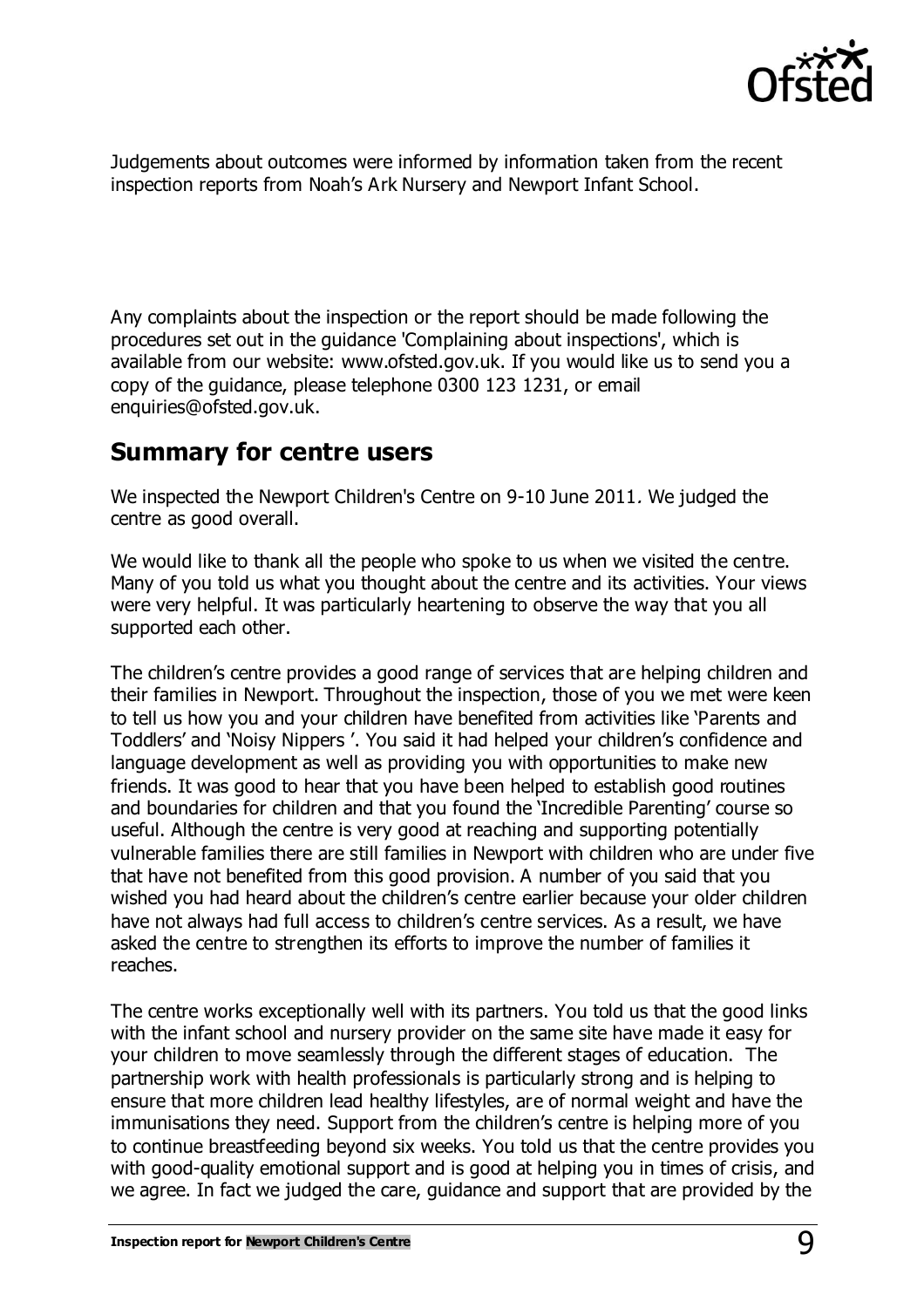Judgements about outcomes were informed by information taken from the recent inspection reports from Noah's Ark Nursery and Newport Infant School.

Any complaints about the inspection or the report should be made following the procedures set out in the guidance 'Complaining about inspections', which is available from our website: www.ofsted.gov.uk. If you would like us to send you a copy of the guidance, please telephone 0300 123 1231, or email enquiries@ofsted.gov.uk.

## Summary for centre users

We inspected the Newport Children's Centre on 9-10 June 2011. We judged the centre as good overall.

We would like to thank all the people who spoke to us when we visited the centre. Many of you told us what you thought about the centre and its activities. Your views were very helpful. It was particularly heartening to observe the way that you all supported each other.

The children's centre provides a good range of services that are helping children and their families in Newport. Throughout the inspection, those of you we met were keen to tell us how you and your children have benefited from activities like 'Parents and Toddlers' and 'Noisy Nippers '. You said it had helped your children's confidence and language development as well as providing you with opportunities to make new friends. It was good to hear that you have been helped to establish good routines and boundaries for children and that you found the 'Incredible Parenting' course so useful. Although the centre is very good at reaching and supporting potentially vulnerable families there are still families in Newport with children who are under five that have not benefited from this good provision. A number of you said that you wished you had heard about the children's centre earlier because your older children have not always had full access to children's centre services. As a result, we have asked the centre to strengthen its efforts to improve the number of families it reaches.

The centre works exceptionally well with its partners. You told us that the good links with the infant school and nursery provider on the same site have made it easy for your children to move seamlessly through the different stages of education. The partnership work with health professionals is particularly strong and is helping to ensure that more children lead healthy lifestyles, are of normal weight and have the immunisations they need. Support from the children's centre is helping more of you to continue breastfeeding beyond six weeks. You told us that the centre provides you with good-quality emotional support and is good at helping you in times of crisis, and we agree. In fact we judged the care, guidance and support that are provided by the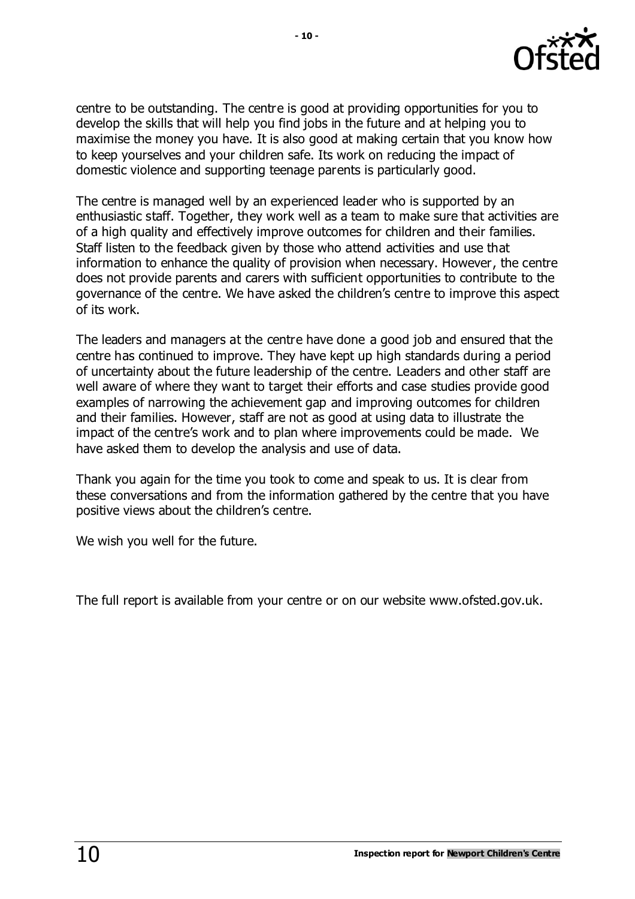centre to be outstanding. The centre is good at providing opportunities for you to develop the skills that will help you find jobs in the future and at helping you to maximise the money you have. It is also good at making certain that you know how to keep yourselves and your children safe. Its work on reducing the impact of domestic violence and supporting teenage parents is particularly good.

The centre is managed well by an experienced leader who is supported by an enthusiastic staff. Together, they work well as a team to make sure that activities are of a high quality and effectively improve outcomes for children and their families. Staff listen to the feedback given by those who attend activities and use that information to enhance the quality of provision when necessary. However, the centre does not provide parents and carers with sufficient opportunities to contribute to the governance of the centre. We have asked the children's centre to improve this aspect of its work.

The leaders and managers at the centre have done a good job and ensured that the centre has continued to improve. They have kept up high standards during a period of uncertainty about the future leadership of the centre. Leaders and other staff are well aware of where they want to target their efforts and case studies provide good examples of narrowing the achievement gap and improving outcomes for children and their families. However, staff are not as good at using data to illustrate the impact of the centre's work and to plan where improvements could be made. We have asked them to develop the analysis and use of data.

Thank you again for the time you took to come and speak to us. It is clear from these conversations and from the information gathered by the centre that you have positive views about the children's centre.

We wish you well for the future.

The full report is available from your centre or on our website www.ofsted.gov.uk.